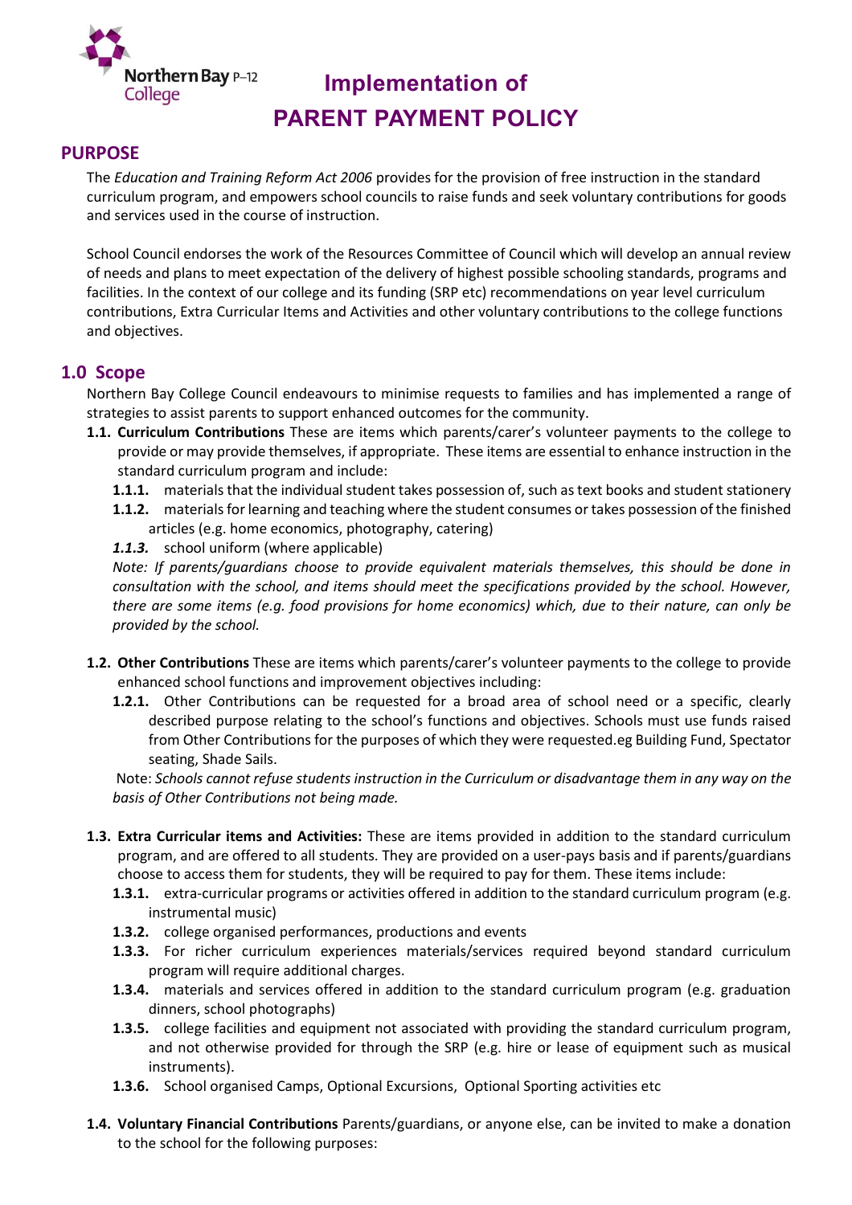Northern Bay P–12 College

# Implementation of PARENT PAYMENT POLICY

## PURPOSE

The *Education and Training Reform Act 2006* provides for the provision of free instruction in the standard curriculum program, and empowers school councils to raise funds and seek voluntary contributions for goods and services used in the course of instruction.

School Council endorses the work of the Resources Committee of Council which will develop an annual review of needs and plans to meet expectation of the delivery of highest possible schooling standards, programs and facilities. In the context of our college and its funding (SRP etc) recommendations on year level curriculum contributions, Extra Curricular Items and Activities and other voluntary contributions to the college functions and objectives.

## 1.0 Scope

Northern Bay College Council endeavours to minimise requests to families and has implemented a range of strategies to assist parents to support enhanced outcomes for the community.

**1.1. Curriculum Contributions** These are items which parents/carer's volunteer payments to the college to provide or may provide themselves, if appropriate. These items are essential to enhance instruction in the standard curriculum program and include:

**1.1.1.** materials that the individual student takes possession of, such as text books and student stationery

**1.1.2.** materials for learning and teaching where the student consumes or takes possession of the finished articles (e.g. home economics, photography, catering)

***1.1.3.*** school uniform (where applicable)

*Note: If parents/guardians choose to provide equivalent materials themselves, this should be done in consultation with the school, and items should meet the specifications provided by the school. However, there are some items (e.g. food provisions for home economics) which, due to their nature, can only be provided by the school.*

**1.2. Other Contributions** These are items which parents/carer's volunteer payments to the college to provide enhanced school functions and improvement objectives including:

**1.2.1.** Other Contributions can be requested for a broad area of school need or a specific, clearly described purpose relating to the school's functions and objectives. Schools must use funds raised from Other Contributions for the purposes of which they were requested.eg Building Fund, Spectator seating, Shade Sails.

Note: *Schools cannot refuse students instruction in the Curriculum or disadvantage them in any way on the basis of Other Contributions not being made.*

**1.3. Extra Curricular items and Activities:** These are items provided in addition to the standard curriculum program, and are offered to all students. They are provided on a user-pays basis and if parents/guardians choose to access them for students, they will be required to pay for them. These items include:

**1.3.1.** extra-curricular programs or activities offered in addition to the standard curriculum program (e.g. instrumental music)

**1.3.2.** college organised performances, productions and events

**1.3.3.** For richer curriculum experiences materials/services required beyond standard curriculum program will require additional charges.

**1.3.4.** materials and services offered in addition to the standard curriculum program (e.g. graduation dinners, school photographs)

**1.3.5.** college facilities and equipment not associated with providing the standard curriculum program, and not otherwise provided for through the SRP (e.g. hire or lease of equipment such as musical instruments).

**1.3.6.** School organised Camps, Optional Excursions, Optional Sporting activities etc

**1.4. Voluntary Financial Contributions** Parents/guardians, or anyone else, can be invited to make a donation to the school for the following purposes: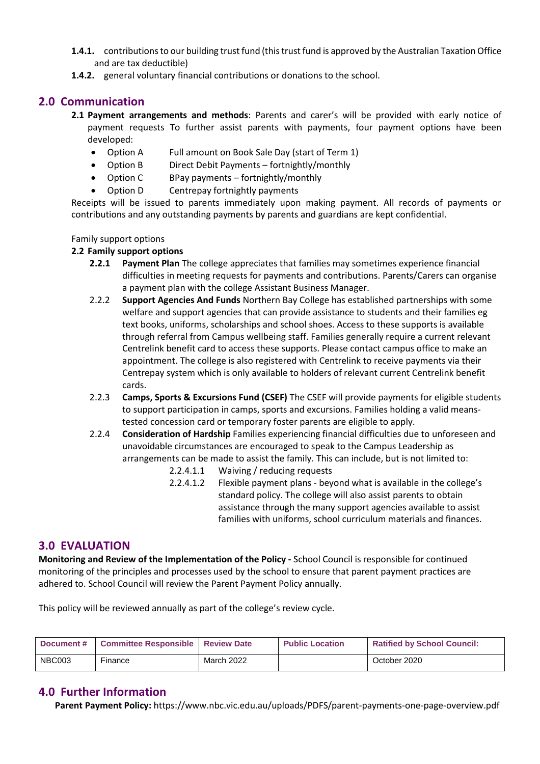**1.4.1.** contributions to our building trust fund (this trust fund is approved by the Australian Taxation Office and are tax deductible)

**1.4.2.** general voluntary financial contributions or donations to the school.

## 2.0 Communication

**2.1 Payment arrangements and methods**: Parents and carer's will be provided with early notice of payment requests To further assist parents with payments, four payment options have been developed:

- Option A Full amount on Book Sale Day (start of Term 1)
- Option B Direct Debit Payments – fortnightly/monthly
- Option C BPay payments – fortnightly/monthly
- Option D Centrepay fortnightly payments

Receipts will be issued to parents immediately upon making payment. All records of payments or contributions and any outstanding payments by parents and guardians are kept confidential.

Family support options

**2.2 Family support options**

**2.2.1** **Payment Plan** The college appreciates that families may sometimes experience financial difficulties in meeting requests for payments and contributions. Parents/Carers can organise a payment plan with the college Assistant Business Manager.

2.2.2 **Support Agencies And Funds** Northern Bay College has established partnerships with some welfare and support agencies that can provide assistance to students and their families eg text books, uniforms, scholarships and school shoes. Access to these supports is available through referral from Campus wellbeing staff. Families generally require a current relevant Centrelink benefit card to access these supports. Please contact campus office to make an appointment. The college is also registered with Centrelink to receive payments via their Centrepay system which is only available to holders of relevant current Centrelink benefit cards.

2.2.3 **Camps, Sports & Excursions Fund (CSEF)** The CSEF will provide payments for eligible students to support participation in camps, sports and excursions. Families holding a valid means-tested concession card or temporary foster parents are eligible to apply.

2.2.4 **Consideration of Hardship** Families experiencing financial difficulties due to unforeseen and unavoidable circumstances are encouraged to speak to the Campus Leadership as arrangements can be made to assist the family. This can include, but is not limited to:

2.2.4.1.1 Waiving / reducing requests

2.2.4.1.2 Flexible payment plans - beyond what is available in the college's standard policy. The college will also assist parents to obtain assistance through the many support agencies available to assist families with uniforms, school curriculum materials and finances.

## 3.0 EVALUATION

**Monitoring and Review of the Implementation of the Policy -** School Council is responsible for continued monitoring of the principles and processes used by the school to ensure that parent payment practices are adhered to. School Council will review the Parent Payment Policy annually.

This policy will be reviewed annually as part of the college's review cycle.

| Document # | Committee Responsible | Review Date | Public Location | Ratified by School Council: |
|---|---|---|---|---|
| NBC003 | Finance | March 2022 | | October 2020 |

## 4.0 Further Information

**Parent Payment Policy:** https://www.nbc.vic.edu.au/uploads/PDFS/parent-payments-one-page-overview.pdf